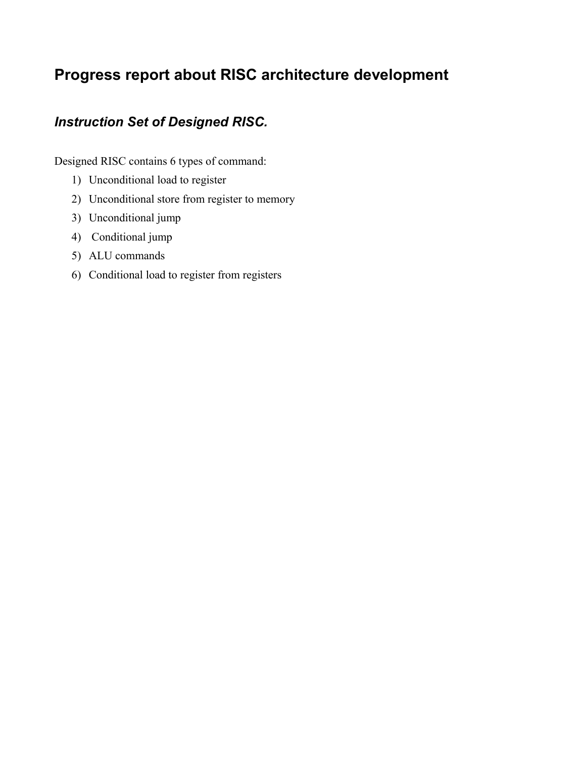# Progress report about RISC architecture development

## *Instruction Set of Designed RISC.*

Designed RISC contains 6 types of command:

1) Unconditional load to register
2) Unconditional store from register to memory
3) Unconditional jump
4) Conditional jump
5) ALU commands
6) Conditional load to register from registers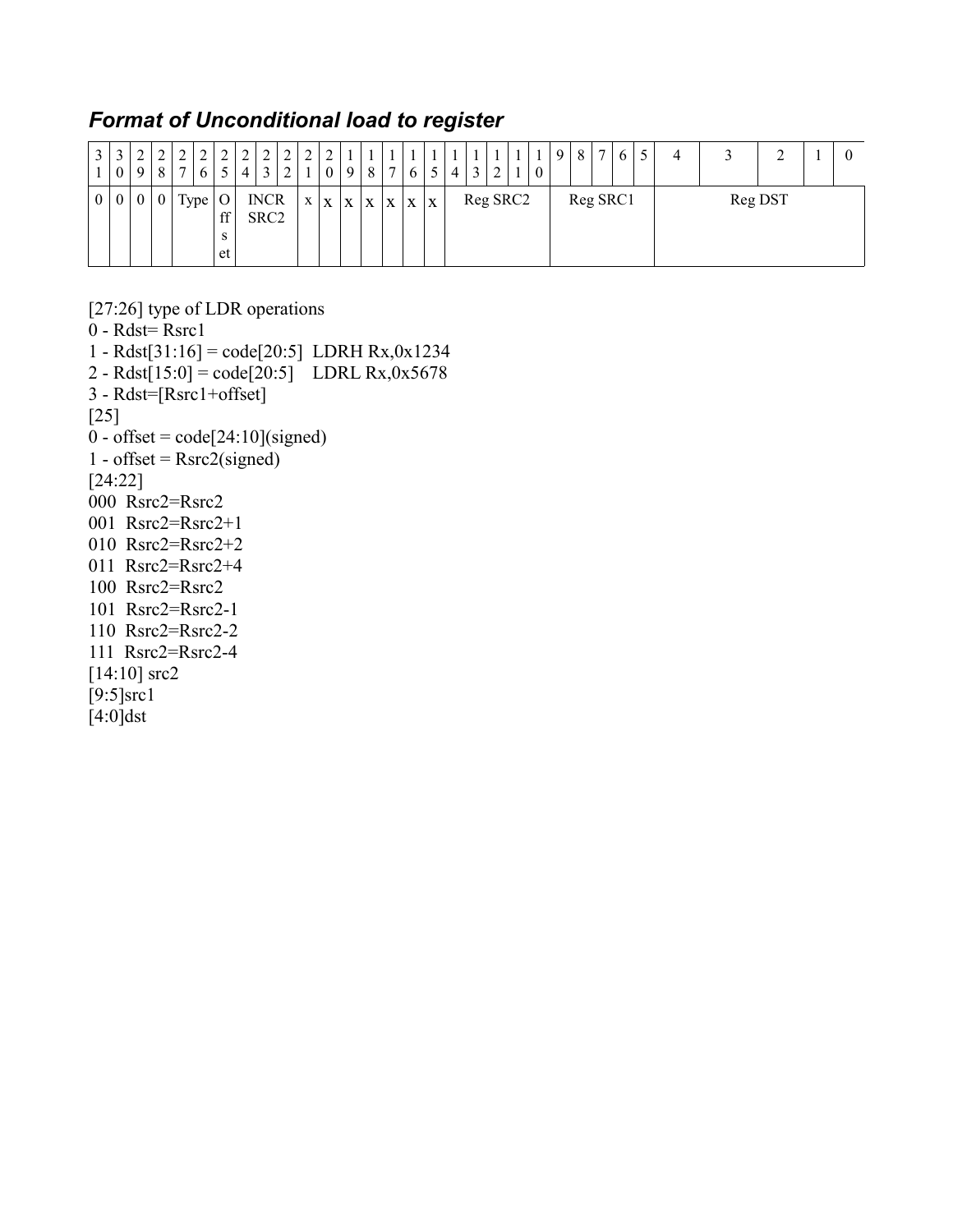### *Format of Unconditional load to register*

| 31 | 30 | 29 | 28 | 27 | 26 | 25 | 24 | 23 | 22 | 21 | 20 | 19 | 18 | 17 | 16 | 15 | 14 | 13 | 12 | 11 | 10 | 9 | 8 | 7 | 6 | 5 | 4 | 3 | 2 | 1 | 0 |
|---|---|---|---|---|---|---|---|---|---|---|---|---|---|---|---|---|---|---|---|---|---|---|---|---|---|---|---|---|---|---|---|
| 0 | 0 | 0 | 0 | Type | | Offset | INCR SRC2 | | | x | x | x | x | x | x | x | Reg SRC2 | | | | | Reg SRC1 | | | | | Reg DST | | | | |

[27:26] type of LDR operations
0 - Rdst= Rsrc1
1 - Rdst[31:16] = code[20:5]  LDRH Rx,0x1234
2 - Rdst[15:0] = code[20:5]   LDRL Rx,0x5678
3 - Rdst=[Rsrc1+offset]
[25]
0 - offset = code[24:10](signed)
1 - offset = Rsrc2(signed)
[24:22]
000  Rsrc2=Rsrc2
001  Rsrc2=Rsrc2+1
010  Rsrc2=Rsrc2+2
011  Rsrc2=Rsrc2+4
100  Rsrc2=Rsrc2
101  Rsrc2=Rsrc2-1
110  Rsrc2=Rsrc2-2
111  Rsrc2=Rsrc2-4
[14:10] src2
[9:5]src1
[4:0]dst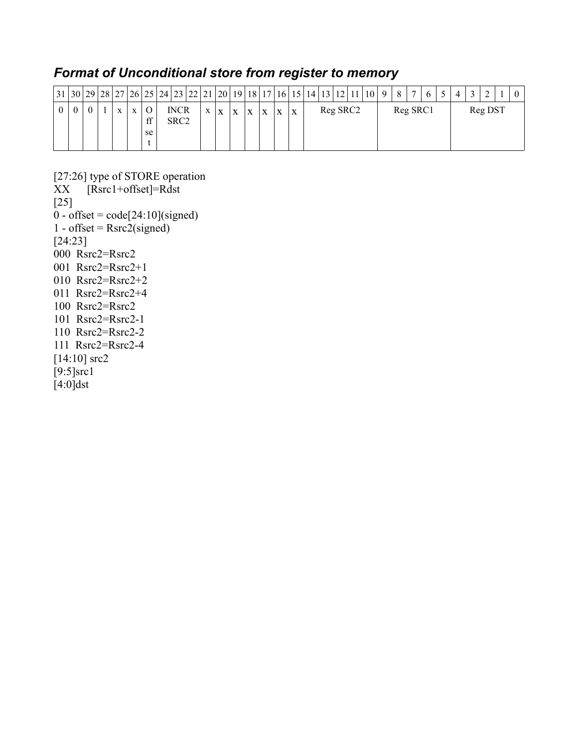## *Format of Unconditional store from register to memory*

| 31 | 30 | 29 | 28 | 27 | 26 | 25 | 24 | 23 | 22 | 21 | 20 | 19 | 18 | 17 | 16 | 15 | 14 | 13 | 12 | 11 | 10 | 9 | 8 | 7 | 6 | 5 | 4 | 3 | 2 | 1 | 0 |
|---|---|---|---|---|---|---|---|---|---|---|---|---|---|---|---|---|---|---|---|---|---|---|---|---|---|---|---|---|---|---|---|
| 0 | 0 | 0 | 1 | x | x | Offset | INCR SRC2 | | | x | x | x | x | x | x | x | Reg SRC2 | | | | | Reg SRC1 | | | | | Reg DST | | | | |

[27:26] type of STORE operation
XX [Rsrc1+offset]=Rdst
[25]
0 - offset = code[24:10](signed)
1 - offset = Rsrc2(signed)
[24:23]
000 Rsrc2=Rsrc2
001 Rsrc2=Rsrc2+1
010 Rsrc2=Rsrc2+2
011 Rsrc2=Rsrc2+4
100 Rsrc2=Rsrc2
101 Rsrc2=Rsrc2-1
110 Rsrc2=Rsrc2-2
111 Rsrc2=Rsrc2-4
[14:10] src2
[9:5]src1
[4:0]dst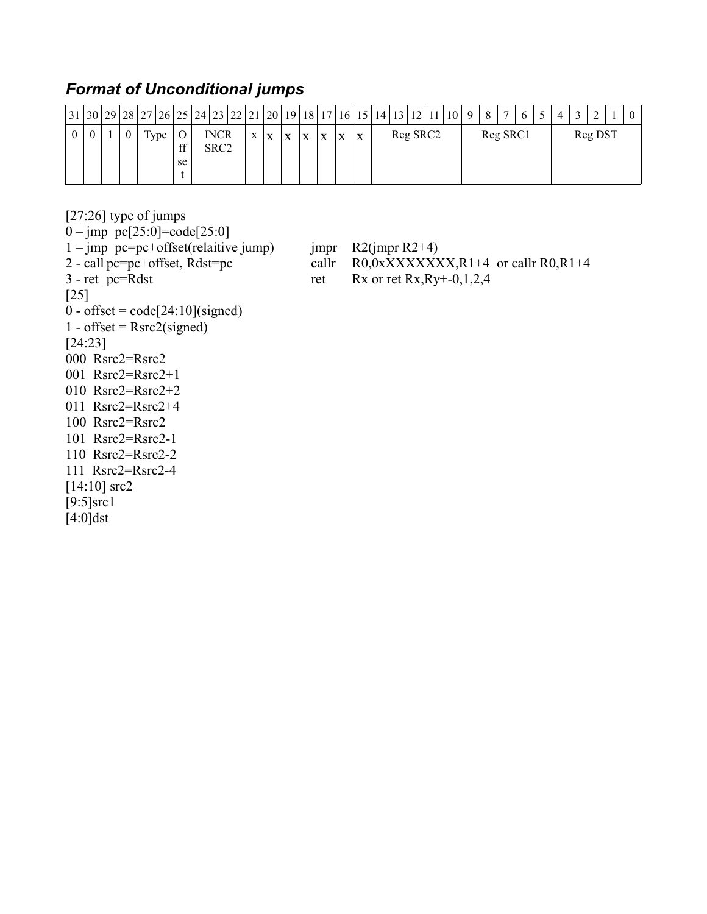## *Format of Unconditional jumps*

| 31 | 30 | 29 | 28 | 27 | 26 | 25 | 24 | 23 | 22 | 21 | 20 | 19 | 18 | 17 | 16 | 15 | 14 | 13 | 12 | 11 | 10 | 9 | 8 | 7 | 6 | 5 | 4 | 3 | 2 | 1 | 0 |
|---|---|---|---|---|---|---|---|---|---|---|---|---|---|---|---|---|---|---|---|---|---|---|---|---|---|---|---|---|---|---|---|
| 0 | 0 | 1 | 0 | Type | | Offset | INCR SRC2 | | | x | x | x | x | x | x | x | Reg SRC2 | | | | | Reg SRC1 | | | | | Reg DST | | | | |

[27:26] type of jumps
0 – jmp pc[25:0]=code[25:0]
1 – jmp pc=pc+offset(relaitive jump) jmpr R2(jmpr R2+4)
2 - call pc=pc+offset, Rdst=pc callr R0,0xXXXXXXXX,R1+4 or callr R0,R1+4
3 - ret pc=Rdst ret Rx or ret Rx,Ry+-0,1,2,4
[25]
0 - offset = code[24:10](signed)
1 - offset = Rsrc2(signed)
[24:23]
000 Rsrc2=Rsrc2
001 Rsrc2=Rsrc2+1
010 Rsrc2=Rsrc2+2
011 Rsrc2=Rsrc2+4
100 Rsrc2=Rsrc2
101 Rsrc2=Rsrc2-1
110 Rsrc2=Rsrc2-2
111 Rsrc2=Rsrc2-4
[14:10] src2
[9:5]src1
[4:0]dst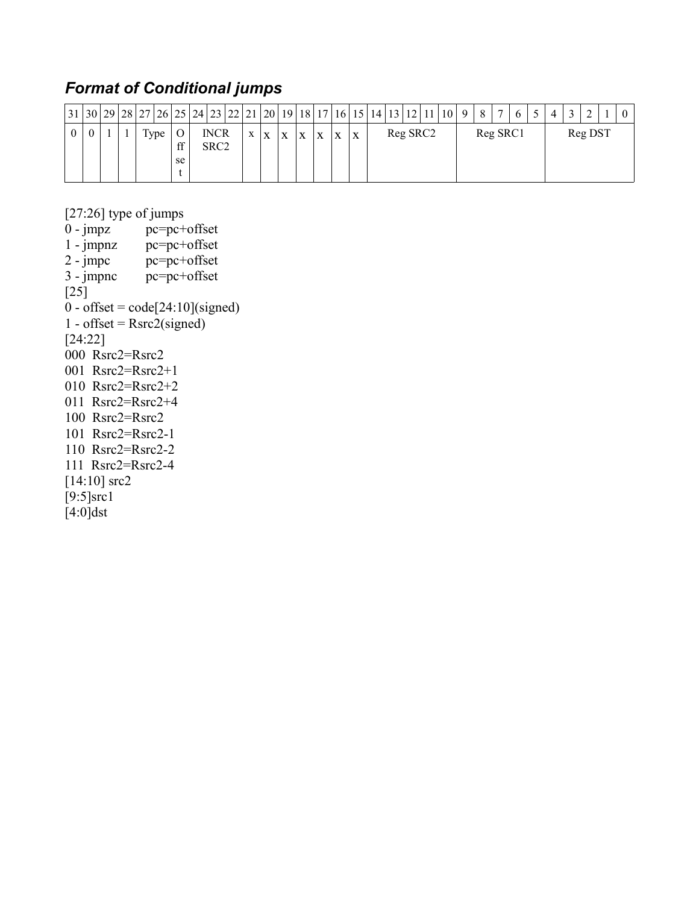### *Format of Conditional jumps*

| 31 | 30 | 29 | 28 | 27 | 26 | 25 | 24 | 23 | 22 | 21 | 20 | 19 | 18 | 17 | 16 | 15 | 14 | 13 | 12 | 11 | 10 | 9 | 8 | 7 | 6 | 5 | 4 | 3 | 2 | 1 | 0 |
|---|---|---|---|---|---|---|---|---|---|---|---|---|---|---|---|---|---|---|---|---|---|---|---|---|---|---|---|---|---|---|---|
| 0 | 0 | 1 | 1 | Type | | Offset | INCR SRC2 | | | x | x | x | x | x | x | x | Reg SRC2 | | | | | Reg SRC1 | | | | | Reg DST | | | | |

[27:26] type of jumps
0 - jmpz pc=pc+offset
1 - jmpnz pc=pc+offset
2 - jmpc pc=pc+offset
3 - jmpnc pc=pc+offset
[25]
0 - offset = code[24:10](signed)
1 - offset = Rsrc2(signed)
[24:22]
000 Rsrc2=Rsrc2
001 Rsrc2=Rsrc2+1
010 Rsrc2=Rsrc2+2
011 Rsrc2=Rsrc2+4
100 Rsrc2=Rsrc2
101 Rsrc2=Rsrc2-1
110 Rsrc2=Rsrc2-2
111 Rsrc2=Rsrc2-4
[14:10] src2
[9:5]src1
[4:0]dst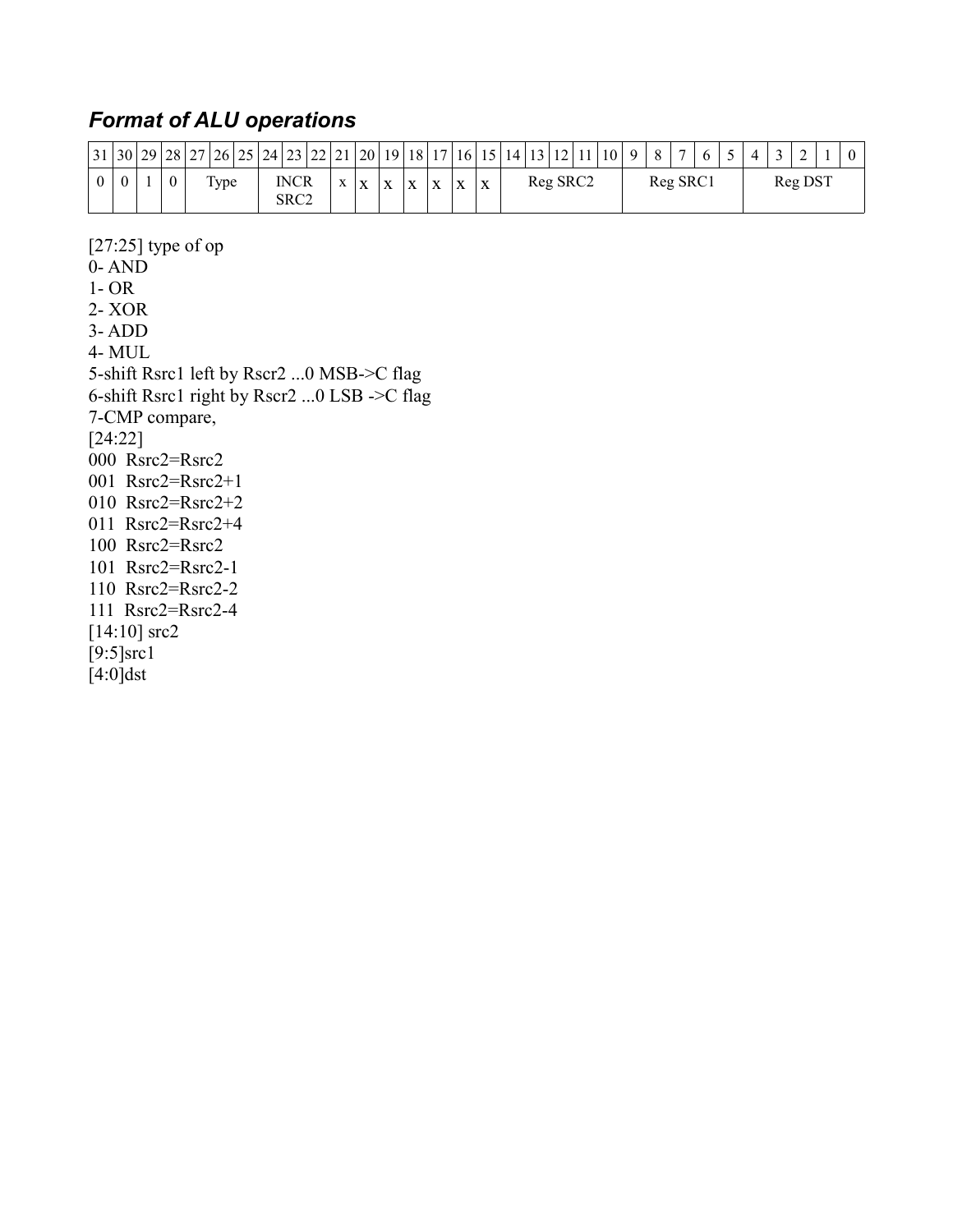## *Format of ALU operations*

| 31 | 30 | 29 | 28 | 27 | 26 | 25 | 24 | 23 | 22 | 21 | 20 | 19 | 18 | 17 | 16 | 15 | 14 | 13 | 12 | 11 | 10 | 9 | 8 | 7 | 6 | 5 | 4 | 3 | 2 | 1 | 0 |
|---|---|---|---|---|---|---|---|---|---|---|---|---|---|---|---|---|---|---|---|---|---|---|---|---|---|---|---|---|---|---|---|
| 0 | 0 | 1 | 0 | Type | | | INCR SRC2 | | | x | x | x | x | x | x | x | Reg SRC2 | | | | | Reg SRC1 | | | | | Reg DST | | | | |

[27:25] type of op
0- AND
1- OR
2- XOR
3- ADD
4- MUL
5-shift Rsrc1 left by Rscr2 ...0 MSB->C flag
6-shift Rsrc1 right by Rscr2 ...0 LSB ->C flag
7-CMP compare,
[24:22]
000 Rsrc2=Rsrc2
001 Rsrc2=Rsrc2+1
010 Rsrc2=Rsrc2+2
011 Rsrc2=Rsrc2+4
100 Rsrc2=Rsrc2
101 Rsrc2=Rsrc2-1
110 Rsrc2=Rsrc2-2
111 Rsrc2=Rsrc2-4
[14:10] src2
[9:5]src1
[4:0]dst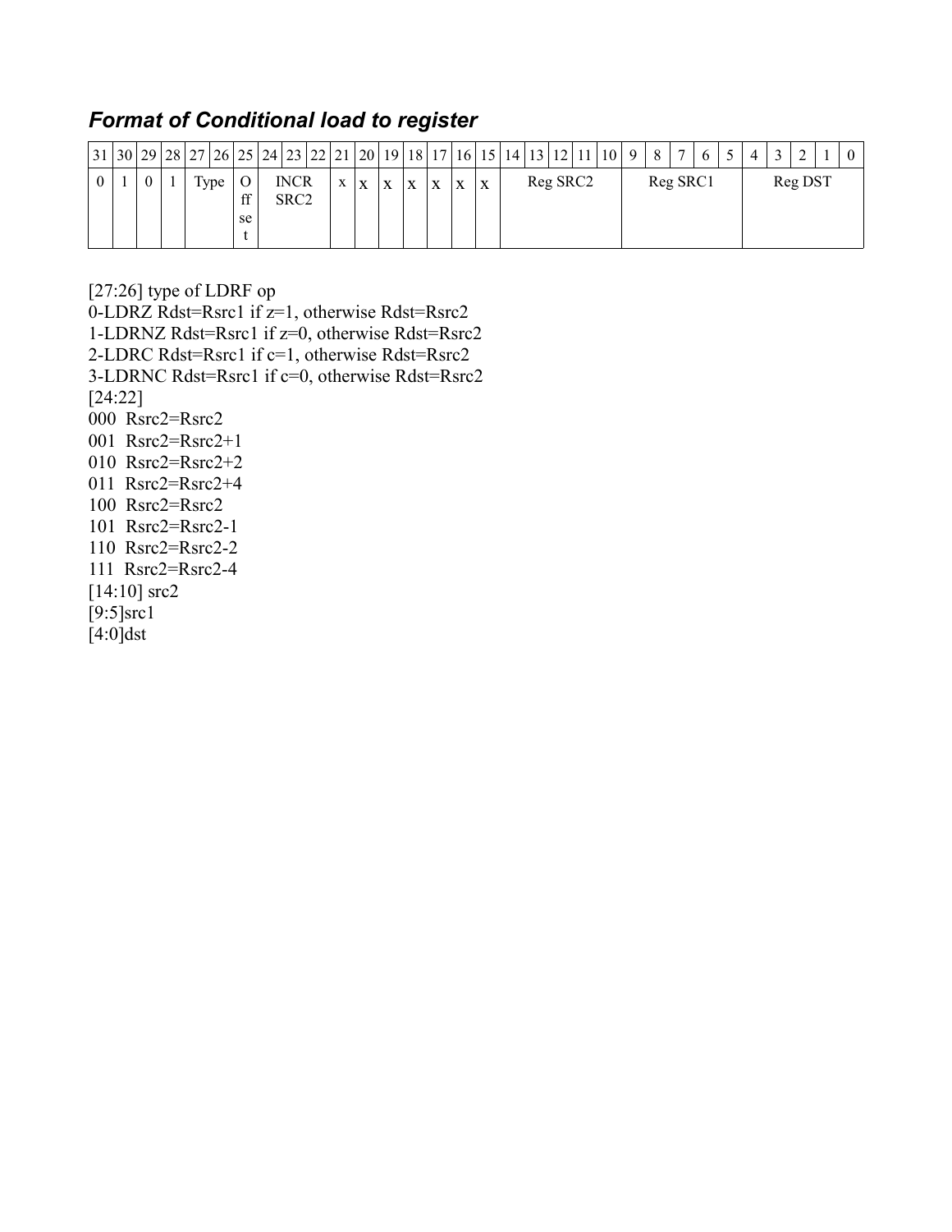### *Format of Conditional load to register*

| 31 | 30 | 29 | 28 | 27 | 26 | 25 | 24 | 23 | 22 | 21 | 20 | 19 | 18 | 17 | 16 | 15 | 14 | 13 | 12 | 11 | 10 | 9 | 8 | 7 | 6 | 5 | 4 | 3 | 2 | 1 | 0 |
|---|---|---|---|---|---|---|---|---|---|---|---|---|---|---|---|---|---|---|---|---|---|---|---|---|---|---|---|---|---|---|---|
| 0 | 1 | 0 | 1 | Type | | Offset | INCR SRC2 | | | x | x | x | x | x | x | x | Reg SRC2 | | | | | Reg SRC1 | | | | | Reg DST | | | | |

[27:26] type of LDRF op
0-LDRZ Rdst=Rsrc1 if z=1, otherwise Rdst=Rsrc2
1-LDRNZ Rdst=Rsrc1 if z=0, otherwise Rdst=Rsrc2
2-LDRC Rdst=Rsrc1 if c=1, otherwise Rdst=Rsrc2
3-LDRNC Rdst=Rsrc1 if c=0, otherwise Rdst=Rsrc2
[24:22]
000 Rsrc2=Rsrc2
001 Rsrc2=Rsrc2+1
010 Rsrc2=Rsrc2+2
011 Rsrc2=Rsrc2+4
100 Rsrc2=Rsrc2
101 Rsrc2=Rsrc2-1
110 Rsrc2=Rsrc2-2
111 Rsrc2=Rsrc2-4
[14:10] src2
[9:5]src1
[4:0]dst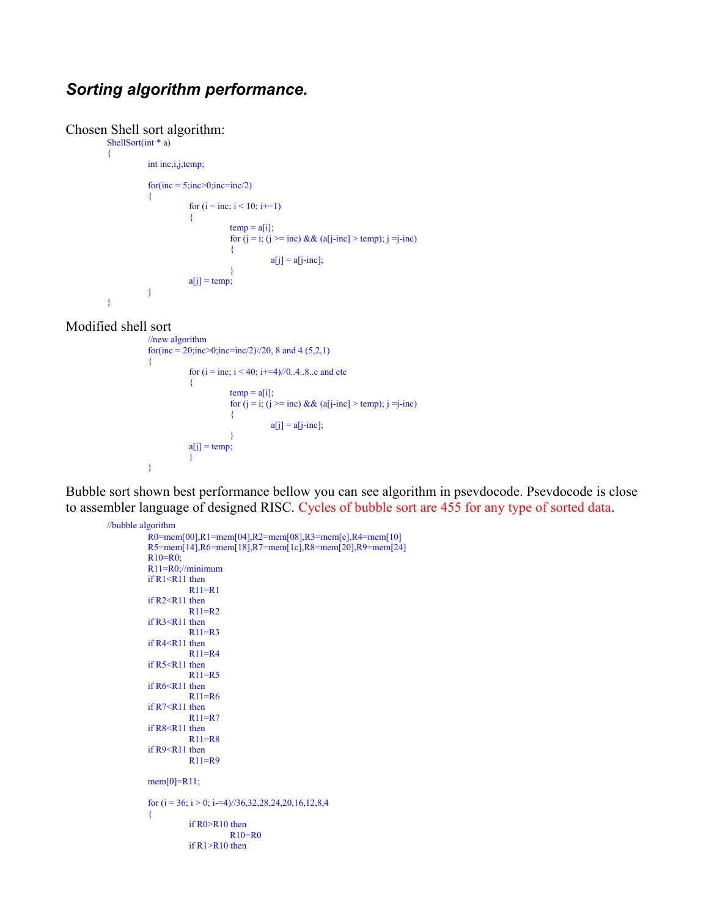## *Sorting algorithm performance.*

Chosen Shell sort algorithm:

```
ShellSort(int * a)
{
        int inc,i,j,temp;

        for(inc = 5;inc>0;inc=inc/2)
        {
                for (i = inc; i < 10; i+=1)
                {
                        temp = a[i];
                        for (j = i; (j >= inc) && (a[j-inc] > temp); j =j-inc)
                        {
                                a[j] = a[j-inc];
                        }
                a[j] = temp;
        }
}
```

Modified shell sort

```
        //new algorithm
        for(inc = 20;inc>0;inc=inc/2)//20, 8 and 4 (5,2,1)
        {
                for (i = inc; i < 40; i+=4)//0..4..8..c and etc
                {
                        temp = a[i];
                        for (j = i; (j >= inc) && (a[j-inc] > temp); j =j-inc)
                        {
                                a[j] = a[j-inc];
                        }
                a[j] = temp;
                }
        }
```

Bubble sort shown best performance bellow you can see algorithm in psevdocode. Psevdocode is close to assembler language of designed RISC. Cycles of bubble sort are 455 for any type of sorted data.

```
//bubble algorithm
        R0=mem[00],R1=mem[04],R2=mem[08],R3=mem[c],R4=mem[10]
        R5=mem[14],R6=mem[18],R7=mem[1c],R8=mem[20],R9=mem[24]
        R10=R0;
        R11=R0;//minimum
        if R1<R11 then
                R11=R1
        if R2<R11 then
                R11=R2
        if R3<R11 then
                R11=R3
        if R4<R11 then
                R11=R4
        if R5<R11 then
                R11=R5
        if R6<R11 then
                R11=R6
        if R7<R11 then
                R11=R7
        if R8<R11 then
                R11=R8
        if R9<R11 then
                R11=R9

        mem[0]=R11;

        for (i = 36; i > 0; i-=4)//36,32,28,24,20,16,12,8,4
        {
                if R0>R10 then
                        R10=R0
                if R1>R10 then
```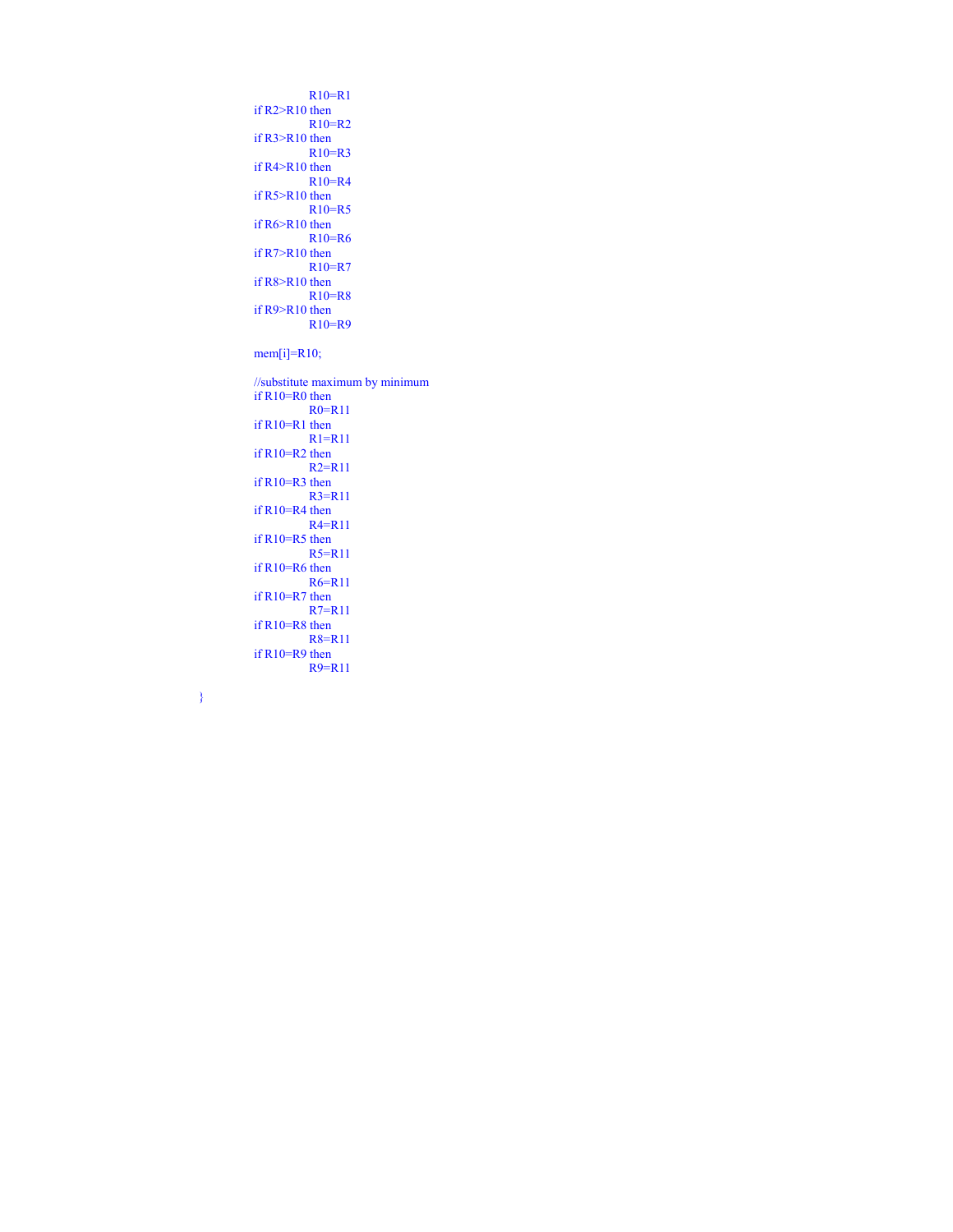```
                R10=R1
        if R2>R10 then
                R10=R2
        if R3>R10 then
                R10=R3
        if R4>R10 then
                R10=R4
        if R5>R10 then
                R10=R5
        if R6>R10 then
                R10=R6
        if R7>R10 then
                R10=R7
        if R8>R10 then
                R10=R8
        if R9>R10 then
                R10=R9

        mem[i]=R10;

        //substitute maximum by minimum
        if R10=R0 then
                R0=R11
        if R10=R1 then
                R1=R11
        if R10=R2 then
                R2=R11
        if R10=R3 then
                R3=R11
        if R10=R4 then
                R4=R11
        if R10=R5 then
                R5=R11
        if R10=R6 then
                R6=R11
        if R10=R7 then
                R7=R11
        if R10=R8 then
                R8=R11
        if R10=R9 then
                R9=R11

}
```